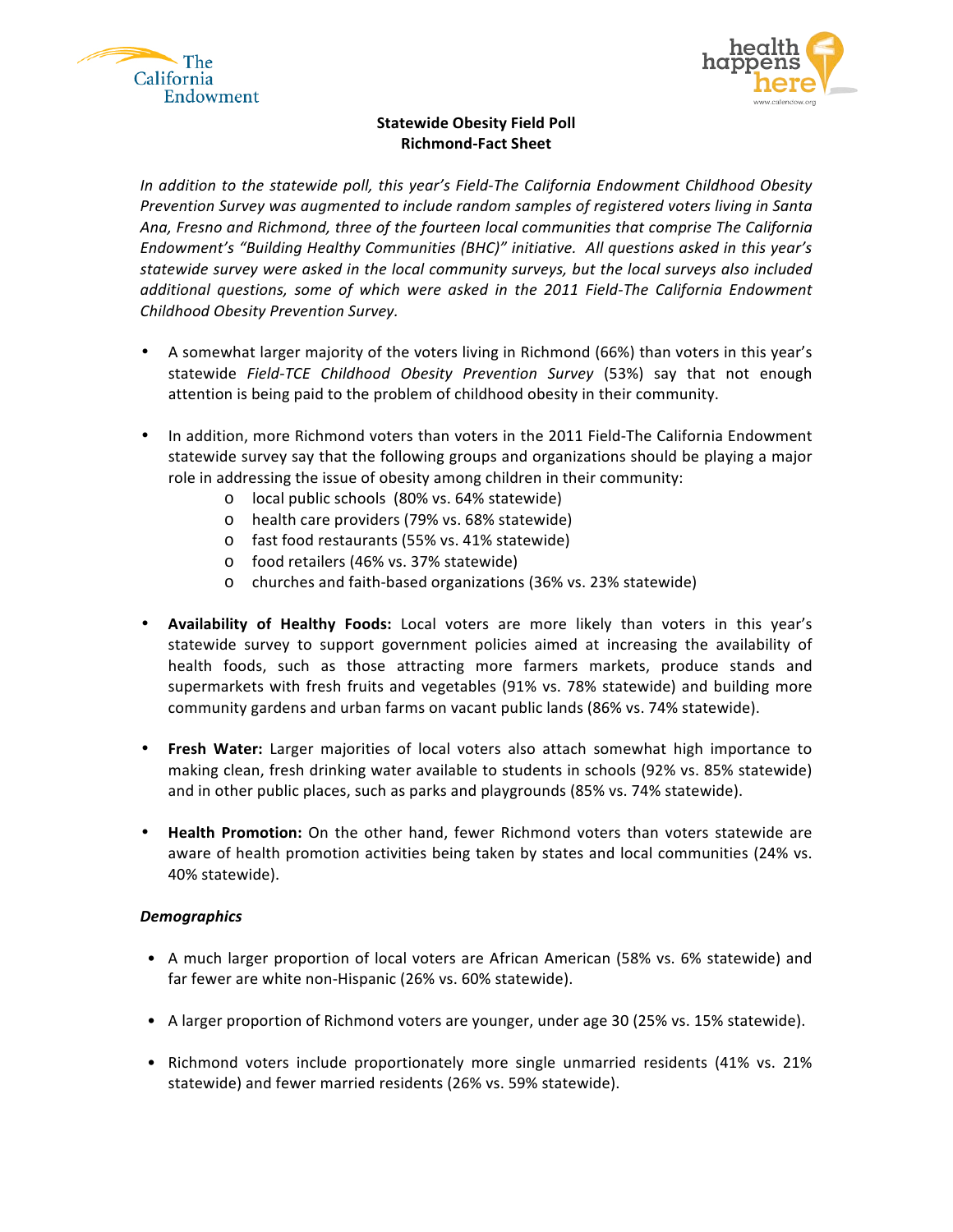**Statewide Obesity Field Poll**
**Richmond-Fact Sheet**

*In addition to the statewide poll, this year's Field-The California Endowment Childhood Obesity Prevention Survey was augmented to include random samples of registered voters living in Santa Ana, Fresno and Richmond, three of the fourteen local communities that comprise The California Endowment's "Building Healthy Communities (BHC)" initiative. All questions asked in this year's statewide survey were asked in the local community surveys, but the local surveys also included additional questions, some of which were asked in the 2011 Field-The California Endowment Childhood Obesity Prevention Survey.*

- A somewhat larger majority of the voters living in Richmond (66%) than voters in this year's statewide *Field-TCE Childhood Obesity Prevention Survey* (53%) say that not enough attention is being paid to the problem of childhood obesity in their community.

- In addition, more Richmond voters than voters in the 2011 Field-The California Endowment statewide survey say that the following groups and organizations should be playing a major role in addressing the issue of obesity among children in their community:
  - local public schools (80% vs. 64% statewide)
  - health care providers (79% vs. 68% statewide)
  - fast food restaurants (55% vs. 41% statewide)
  - food retailers (46% vs. 37% statewide)
  - churches and faith-based organizations (36% vs. 23% statewide)

- **Availability of Healthy Foods:** Local voters are more likely than voters in this year's statewide survey to support government policies aimed at increasing the availability of health foods, such as those attracting more farmers markets, produce stands and supermarkets with fresh fruits and vegetables (91% vs. 78% statewide) and building more community gardens and urban farms on vacant public lands (86% vs. 74% statewide).

- **Fresh Water:** Larger majorities of local voters also attach somewhat high importance to making clean, fresh drinking water available to students in schools (92% vs. 85% statewide) and in other public places, such as parks and playgrounds (85% vs. 74% statewide).

- **Health Promotion:** On the other hand, fewer Richmond voters than voters statewide are aware of health promotion activities being taken by states and local communities (24% vs. 40% statewide).

***Demographics***

- A much larger proportion of local voters are African American (58% vs. 6% statewide) and far fewer are white non-Hispanic (26% vs. 60% statewide).

- A larger proportion of Richmond voters are younger, under age 30 (25% vs. 15% statewide).

- Richmond voters include proportionately more single unmarried residents (41% vs. 21% statewide) and fewer married residents (26% vs. 59% statewide).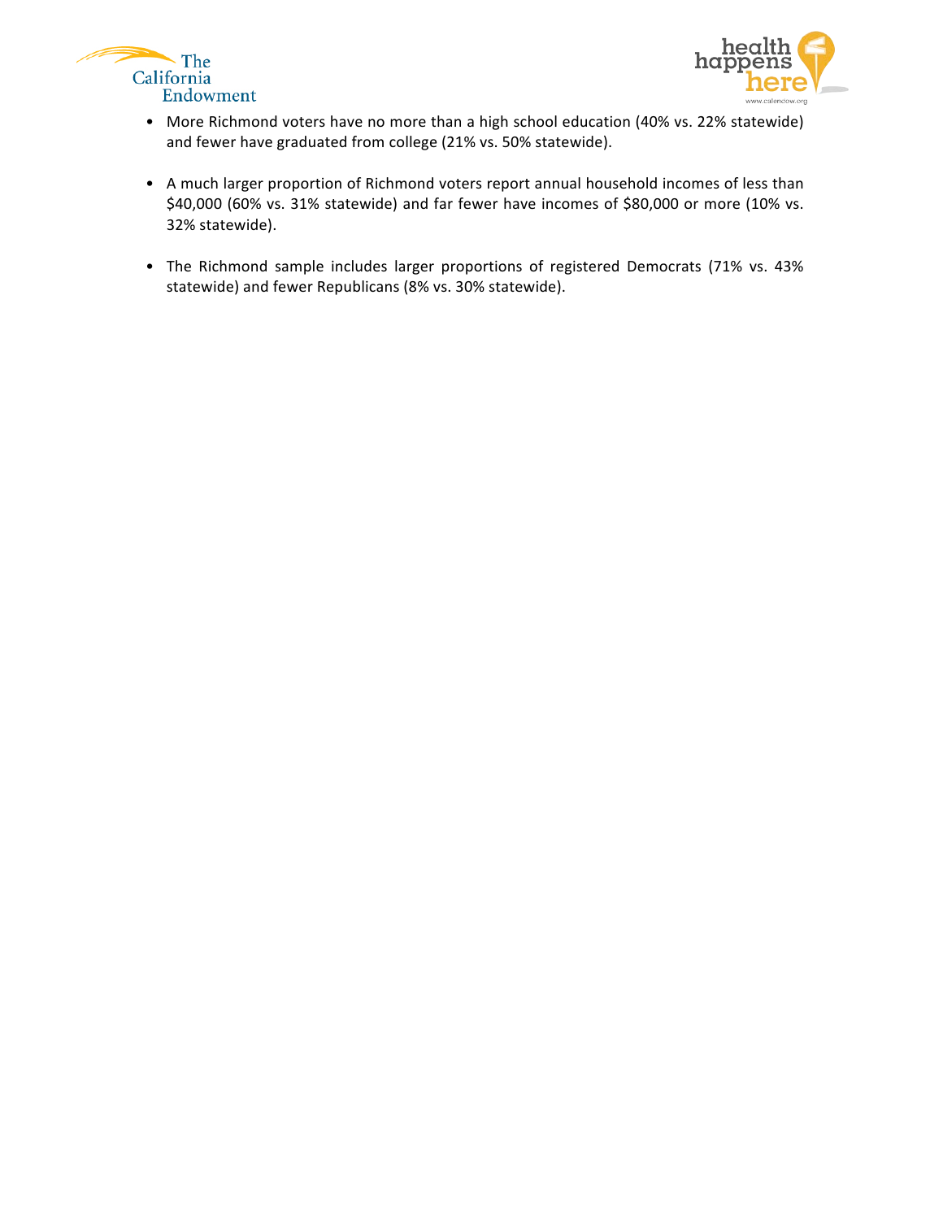- More Richmond voters have no more than a high school education (40% vs. 22% statewide) and fewer have graduated from college (21% vs. 50% statewide).

- A much larger proportion of Richmond voters report annual household incomes of less than $40,000 (60% vs. 31% statewide) and far fewer have incomes of $80,000 or more (10% vs. 32% statewide).

- The Richmond sample includes larger proportions of registered Democrats (71% vs. 43% statewide) and fewer Republicans (8% vs. 30% statewide).